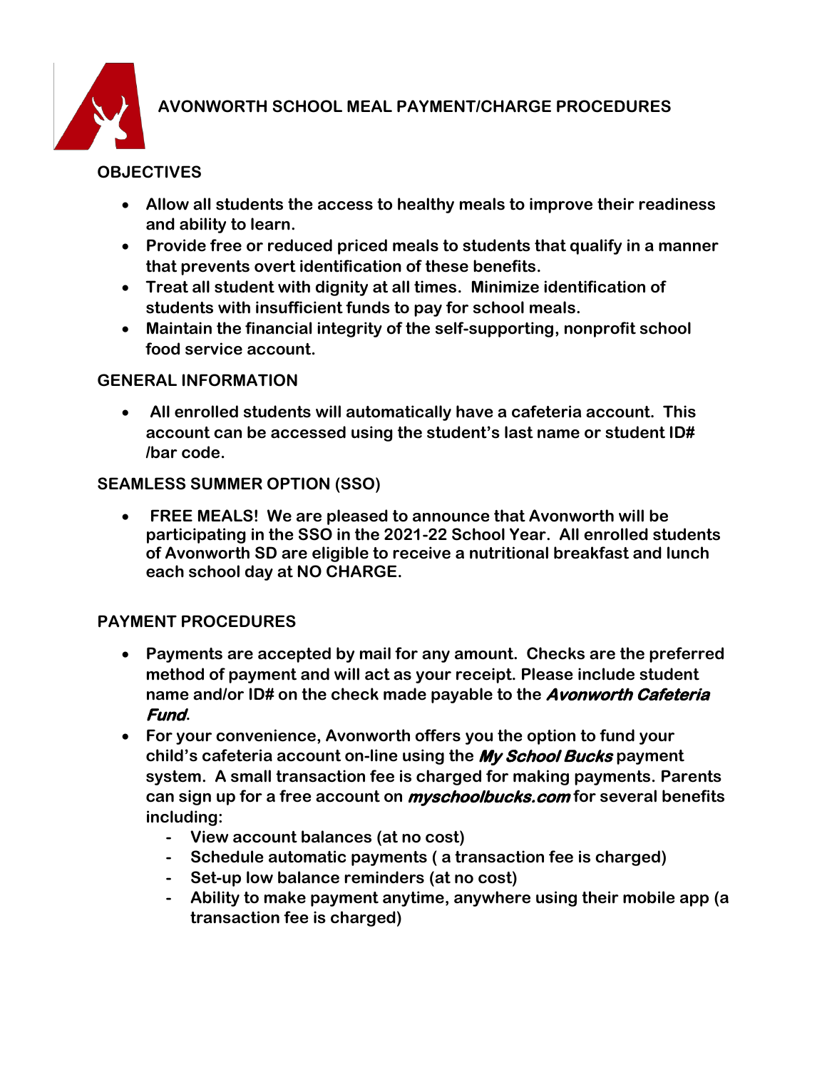# AVONWORTH SCHOOL MEAL PAYMENT/CHARGE PROCEDURES

## OBJECTIVES

- Allow all students the access to healthy meals to improve their readiness and ability to learn.
- Provide free or reduced priced meals to students that qualify in a manner that prevents overt identification of these benefits.
- Treat all student with dignity at all times. Minimize identification of students with insufficient funds to pay for school meals.
- Maintain the financial integrity of the self-supporting, nonprofit school food service account.

## GENERAL INFORMATION

- All enrolled students will automatically have a cafeteria account. This account can be accessed using the student's last name or student ID# /bar code.

## SEAMLESS SUMMER OPTION (SSO)

- FREE MEALS! We are pleased to announce that Avonworth will be participating in the SSO in the 2021-22 School Year. All enrolled students of Avonworth SD are eligible to receive a nutritional breakfast and lunch each school day at NO CHARGE.

## PAYMENT PROCEDURES

- Payments are accepted by mail for any amount. Checks are the preferred method of payment and will act as your receipt. Please include student name and/or ID# on the check made payable to the ***Avonworth Cafeteria Fund***.
- For your convenience, Avonworth offers you the option to fund your child's cafeteria account on-line using the ***My School Bucks*** payment system. A small transaction fee is charged for making payments. Parents can sign up for a free account on ***myschoolbucks.com*** for several benefits including:
  - View account balances (at no cost)
  - Schedule automatic payments ( a transaction fee is charged)
  - Set-up low balance reminders (at no cost)
  - Ability to make payment anytime, anywhere using their mobile app (a transaction fee is charged)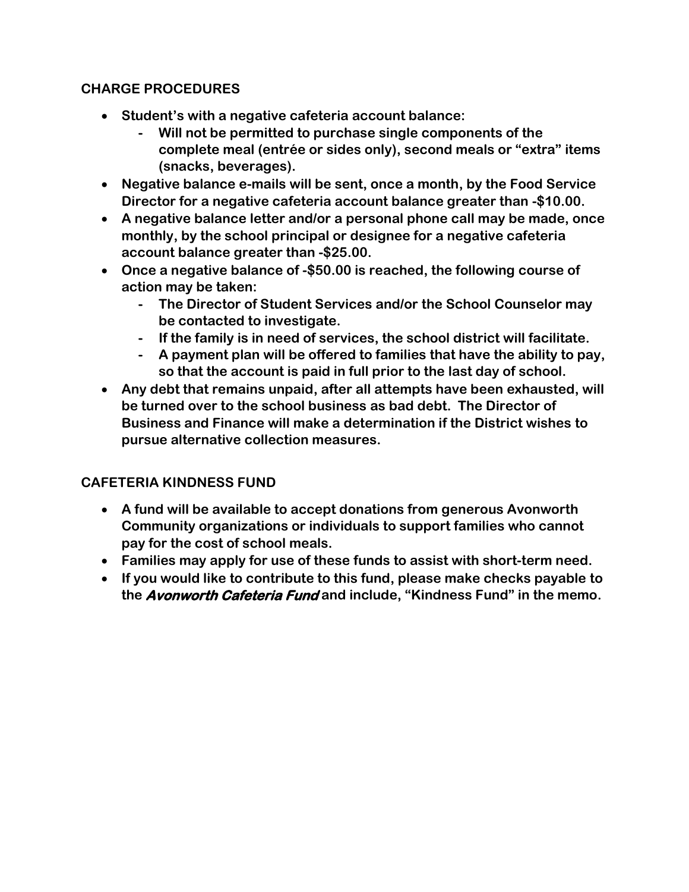**CHARGE PROCEDURES**

- **Student's with a negative cafeteria account balance:**
  - **Will not be permitted to purchase single components of the complete meal (entrée or sides only), second meals or "extra" items (snacks, beverages).**
- **Negative balance e-mails will be sent, once a month, by the Food Service Director for a negative cafeteria account balance greater than -$10.00.**
- **A negative balance letter and/or a personal phone call may be made, once monthly, by the school principal or designee for a negative cafeteria account balance greater than -$25.00.**
- **Once a negative balance of -$50.00 is reached, the following course of action may be taken:**
  - **The Director of Student Services and/or the School Counselor may be contacted to investigate.**
  - **If the family is in need of services, the school district will facilitate.**
  - **A payment plan will be offered to families that have the ability to pay, so that the account is paid in full prior to the last day of school.**
- **Any debt that remains unpaid, after all attempts have been exhausted, will be turned over to the school business as bad debt. The Director of Business and Finance will make a determination if the District wishes to pursue alternative collection measures.**

**CAFETERIA KINDNESS FUND**

- **A fund will be available to accept donations from generous Avonworth Community organizations or individuals to support families who cannot pay for the cost of school meals.**
- **Families may apply for use of these funds to assist with short-term need.**
- **If you would like to contribute to this fund, please make checks payable to the *Avonworth Cafeteria Fund* and include, "Kindness Fund" in the memo.**